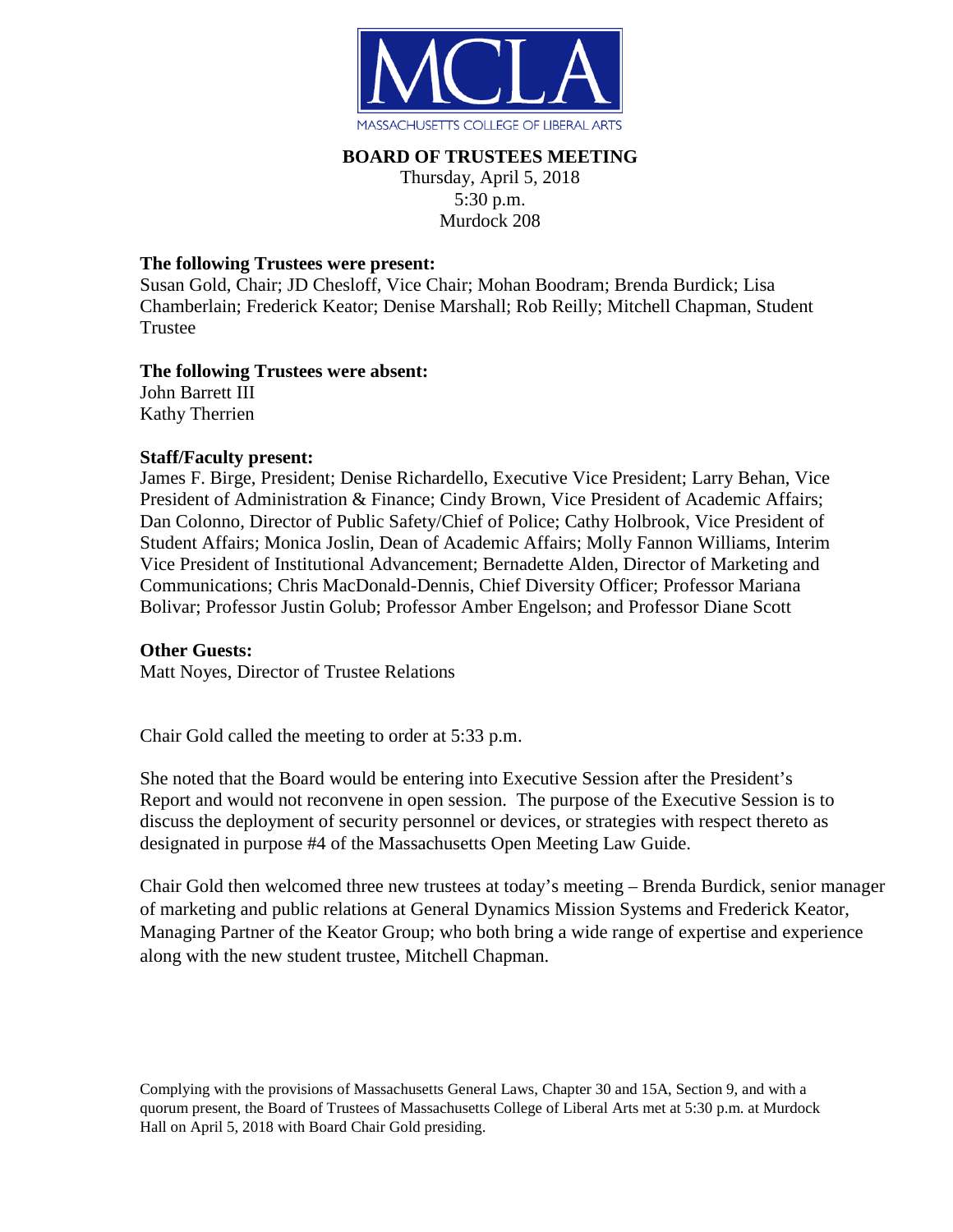MCLA
MASSACHUSETTS COLLEGE OF LIBERAL ARTS

# BOARD OF TRUSTEES MEETING

Thursday, April 5, 2018
5:30 p.m.
Murdock 208

**The following Trustees were present:**
Susan Gold, Chair; JD Chesloff, Vice Chair; Mohan Boodram; Brenda Burdick; Lisa Chamberlain; Frederick Keator; Denise Marshall; Rob Reilly; Mitchell Chapman, Student Trustee

**The following Trustees were absent:**
John Barrett III
Kathy Therrien

**Staff/Faculty present:**
James F. Birge, President; Denise Richardello, Executive Vice President; Larry Behan, Vice President of Administration & Finance; Cindy Brown, Vice President of Academic Affairs; Dan Colonno, Director of Public Safety/Chief of Police; Cathy Holbrook, Vice President of Student Affairs; Monica Joslin, Dean of Academic Affairs; Molly Fannon Williams, Interim Vice President of Institutional Advancement; Bernadette Alden, Director of Marketing and Communications; Chris MacDonald-Dennis, Chief Diversity Officer; Professor Mariana Bolivar; Professor Justin Golub; Professor Amber Engelson; and Professor Diane Scott

**Other Guests:**
Matt Noyes, Director of Trustee Relations

Chair Gold called the meeting to order at 5:33 p.m.

She noted that the Board would be entering into Executive Session after the President's Report and would not reconvene in open session. The purpose of the Executive Session is to discuss the deployment of security personnel or devices, or strategies with respect thereto as designated in purpose #4 of the Massachusetts Open Meeting Law Guide.

Chair Gold then welcomed three new trustees at today's meeting – Brenda Burdick, senior manager of marketing and public relations at General Dynamics Mission Systems and Frederick Keator, Managing Partner of the Keator Group; who both bring a wide range of expertise and experience along with the new student trustee, Mitchell Chapman.

Complying with the provisions of Massachusetts General Laws, Chapter 30 and 15A, Section 9, and with a quorum present, the Board of Trustees of Massachusetts College of Liberal Arts met at 5:30 p.m. at Murdock Hall on April 5, 2018 with Board Chair Gold presiding.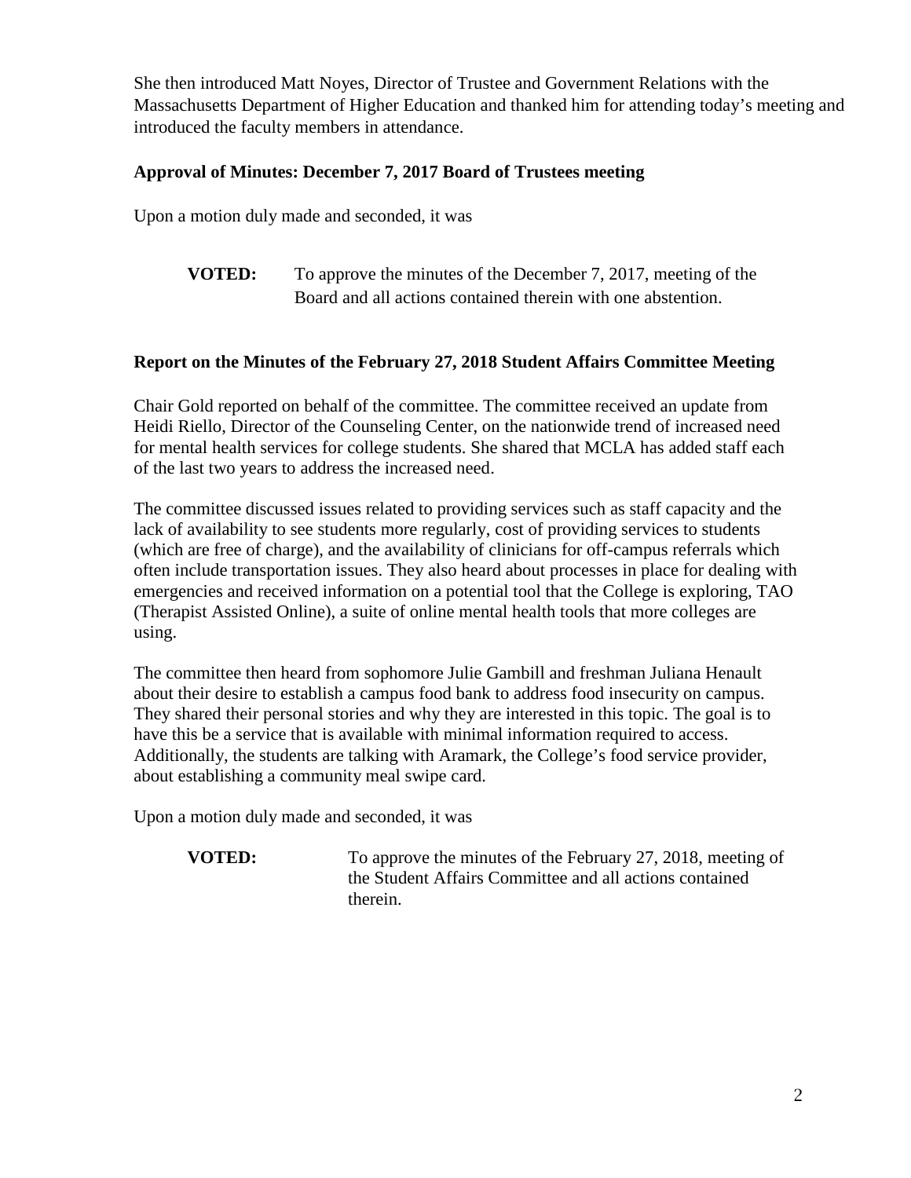She then introduced Matt Noyes, Director of Trustee and Government Relations with the Massachusetts Department of Higher Education and thanked him for attending today's meeting and introduced the faculty members in attendance.

**Approval of Minutes: December 7, 2017 Board of Trustees meeting**

Upon a motion duly made and seconded, it was

**VOTED:** To approve the minutes of the December 7, 2017, meeting of the Board and all actions contained therein with one abstention.

**Report on the Minutes of the February 27, 2018 Student Affairs Committee Meeting**

Chair Gold reported on behalf of the committee. The committee received an update from Heidi Riello, Director of the Counseling Center, on the nationwide trend of increased need for mental health services for college students. She shared that MCLA has added staff each of the last two years to address the increased need.

The committee discussed issues related to providing services such as staff capacity and the lack of availability to see students more regularly, cost of providing services to students (which are free of charge), and the availability of clinicians for off-campus referrals which often include transportation issues. They also heard about processes in place for dealing with emergencies and received information on a potential tool that the College is exploring, TAO (Therapist Assisted Online), a suite of online mental health tools that more colleges are using.

The committee then heard from sophomore Julie Gambill and freshman Juliana Henault about their desire to establish a campus food bank to address food insecurity on campus. They shared their personal stories and why they are interested in this topic. The goal is to have this be a service that is available with minimal information required to access. Additionally, the students are talking with Aramark, the College's food service provider, about establishing a community meal swipe card.

Upon a motion duly made and seconded, it was

**VOTED:** To approve the minutes of the February 27, 2018, meeting of the Student Affairs Committee and all actions contained therein.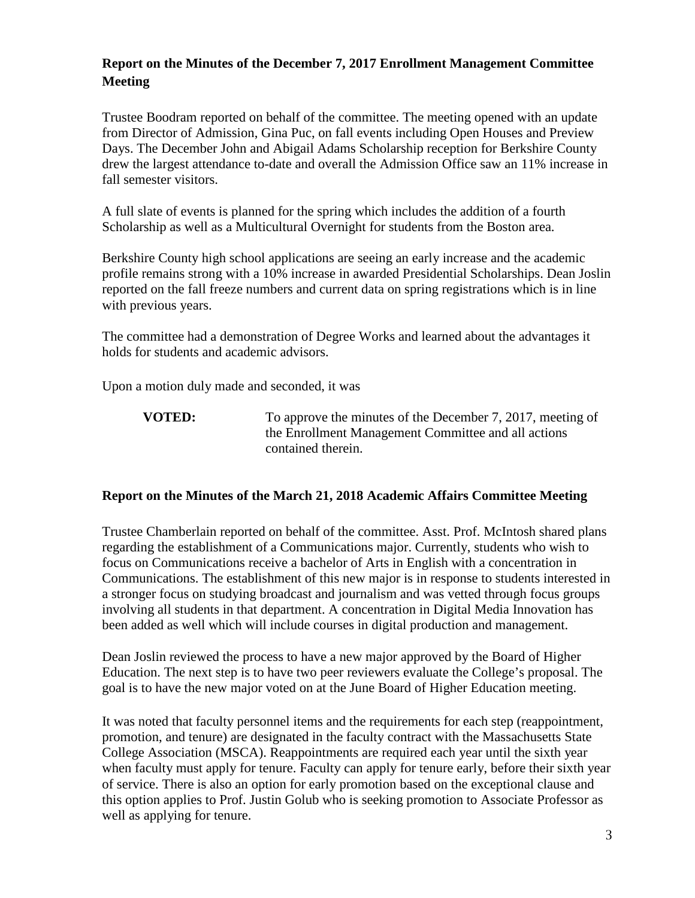### Report on the Minutes of the December 7, 2017 Enrollment Management Committee Meeting

Trustee Boodram reported on behalf of the committee. The meeting opened with an update from Director of Admission, Gina Puc, on fall events including Open Houses and Preview Days. The December John and Abigail Adams Scholarship reception for Berkshire County drew the largest attendance to-date and overall the Admission Office saw an 11% increase in fall semester visitors.

A full slate of events is planned for the spring which includes the addition of a fourth Scholarship as well as a Multicultural Overnight for students from the Boston area.

Berkshire County high school applications are seeing an early increase and the academic profile remains strong with a 10% increase in awarded Presidential Scholarships. Dean Joslin reported on the fall freeze numbers and current data on spring registrations which is in line with previous years.

The committee had a demonstration of Degree Works and learned about the advantages it holds for students and academic advisors.

Upon a motion duly made and seconded, it was

**VOTED:** To approve the minutes of the December 7, 2017, meeting of the Enrollment Management Committee and all actions contained therein.

### Report on the Minutes of the March 21, 2018 Academic Affairs Committee Meeting

Trustee Chamberlain reported on behalf of the committee. Asst. Prof. McIntosh shared plans regarding the establishment of a Communications major. Currently, students who wish to focus on Communications receive a bachelor of Arts in English with a concentration in Communications. The establishment of this new major is in response to students interested in a stronger focus on studying broadcast and journalism and was vetted through focus groups involving all students in that department. A concentration in Digital Media Innovation has been added as well which will include courses in digital production and management.

Dean Joslin reviewed the process to have a new major approved by the Board of Higher Education. The next step is to have two peer reviewers evaluate the College's proposal. The goal is to have the new major voted on at the June Board of Higher Education meeting.

It was noted that faculty personnel items and the requirements for each step (reappointment, promotion, and tenure) are designated in the faculty contract with the Massachusetts State College Association (MSCA). Reappointments are required each year until the sixth year when faculty must apply for tenure. Faculty can apply for tenure early, before their sixth year of service. There is also an option for early promotion based on the exceptional clause and this option applies to Prof. Justin Golub who is seeking promotion to Associate Professor as well as applying for tenure.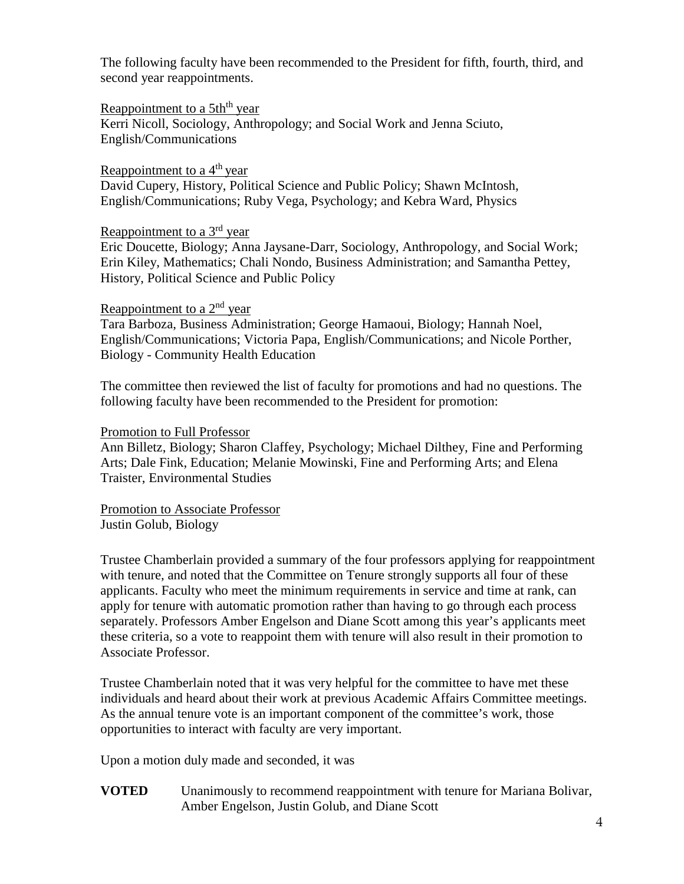The following faculty have been recommended to the President for fifth, fourth, third, and second year reappointments.

Reappointment to a 5th[th] year
Kerri Nicoll, Sociology, Anthropology; and Social Work and Jenna Sciuto, English/Communications

Reappointment to a 4[th] year
David Cupery, History, Political Science and Public Policy; Shawn McIntosh, English/Communications; Ruby Vega, Psychology; and Kebra Ward, Physics

Reappointment to a 3[rd] year
Eric Doucette, Biology; Anna Jaysane-Darr, Sociology, Anthropology, and Social Work; Erin Kiley, Mathematics; Chali Nondo, Business Administration; and Samantha Pettey, History, Political Science and Public Policy

Reappointment to a 2[nd] year
Tara Barboza, Business Administration; George Hamaoui, Biology; Hannah Noel, English/Communications; Victoria Papa, English/Communications; and Nicole Porther, Biology - Community Health Education

The committee then reviewed the list of faculty for promotions and had no questions. The following faculty have been recommended to the President for promotion:

Promotion to Full Professor
Ann Billetz, Biology; Sharon Claffey, Psychology; Michael Dilthey, Fine and Performing Arts; Dale Fink, Education; Melanie Mowinski, Fine and Performing Arts; and Elena Traister, Environmental Studies

Promotion to Associate Professor
Justin Golub, Biology

Trustee Chamberlain provided a summary of the four professors applying for reappointment with tenure, and noted that the Committee on Tenure strongly supports all four of these applicants. Faculty who meet the minimum requirements in service and time at rank, can apply for tenure with automatic promotion rather than having to go through each process separately. Professors Amber Engelson and Diane Scott among this year's applicants meet these criteria, so a vote to reappoint them with tenure will also result in their promotion to Associate Professor.

Trustee Chamberlain noted that it was very helpful for the committee to have met these individuals and heard about their work at previous Academic Affairs Committee meetings. As the annual tenure vote is an important component of the committee's work, those opportunities to interact with faculty are very important.

Upon a motion duly made and seconded, it was

**VOTED** Unanimously to recommend reappointment with tenure for Mariana Bolivar, Amber Engelson, Justin Golub, and Diane Scott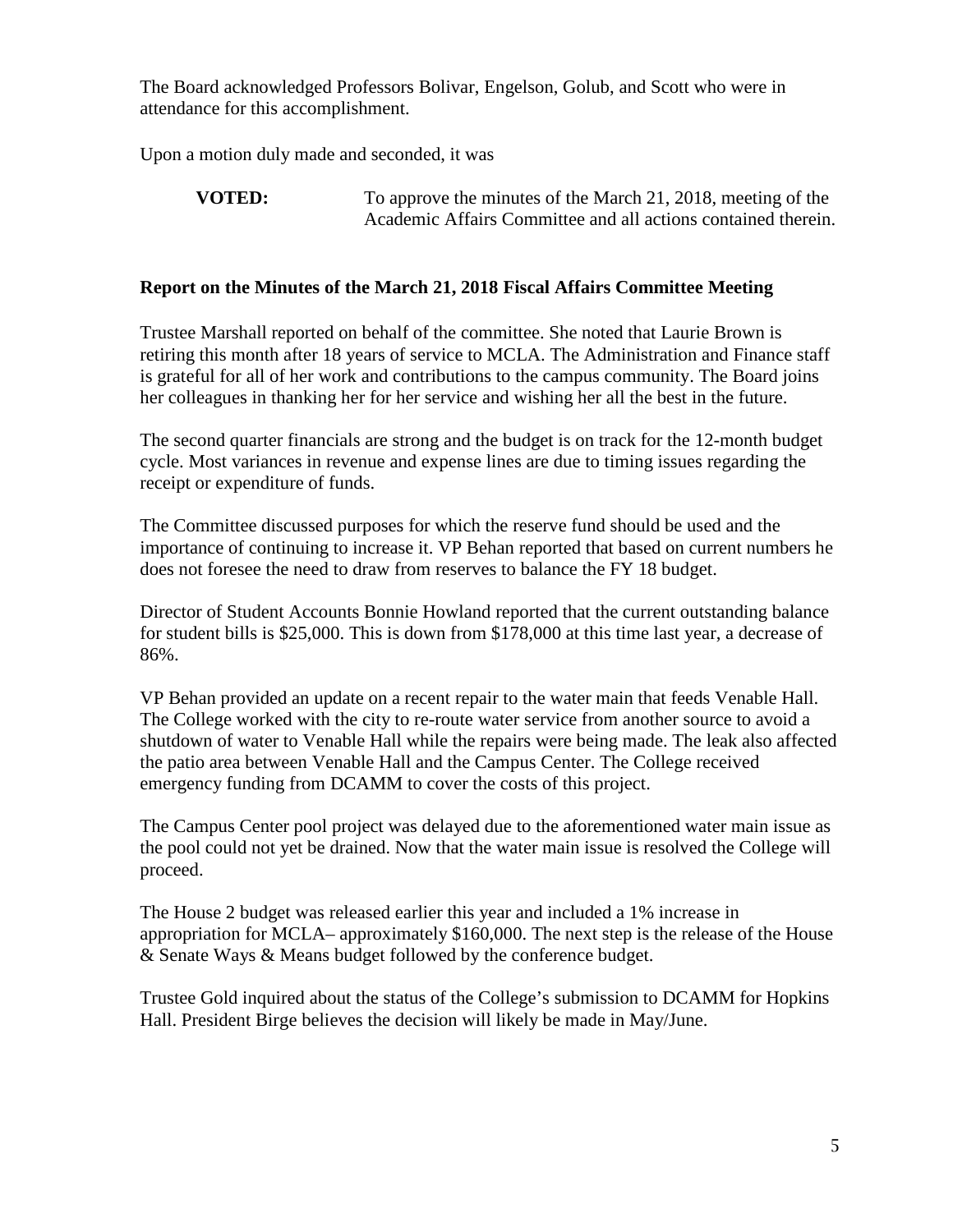The Board acknowledged Professors Bolivar, Engelson, Golub, and Scott who were in attendance for this accomplishment.

Upon a motion duly made and seconded, it was

> **VOTED:** To approve the minutes of the March 21, 2018, meeting of the Academic Affairs Committee and all actions contained therein.

**Report on the Minutes of the March 21, 2018 Fiscal Affairs Committee Meeting**

Trustee Marshall reported on behalf of the committee. She noted that Laurie Brown is retiring this month after 18 years of service to MCLA. The Administration and Finance staff is grateful for all of her work and contributions to the campus community. The Board joins her colleagues in thanking her for her service and wishing her all the best in the future.

The second quarter financials are strong and the budget is on track for the 12-month budget cycle. Most variances in revenue and expense lines are due to timing issues regarding the receipt or expenditure of funds.

The Committee discussed purposes for which the reserve fund should be used and the importance of continuing to increase it. VP Behan reported that based on current numbers he does not foresee the need to draw from reserves to balance the FY 18 budget.

Director of Student Accounts Bonnie Howland reported that the current outstanding balance for student bills is $25,000. This is down from $178,000 at this time last year, a decrease of 86%.

VP Behan provided an update on a recent repair to the water main that feeds Venable Hall. The College worked with the city to re-route water service from another source to avoid a shutdown of water to Venable Hall while the repairs were being made. The leak also affected the patio area between Venable Hall and the Campus Center. The College received emergency funding from DCAMM to cover the costs of this project.

The Campus Center pool project was delayed due to the aforementioned water main issue as the pool could not yet be drained. Now that the water main issue is resolved the College will proceed.

The House 2 budget was released earlier this year and included a 1% increase in appropriation for MCLA– approximately $160,000. The next step is the release of the House & Senate Ways & Means budget followed by the conference budget.

Trustee Gold inquired about the status of the College's submission to DCAMM for Hopkins Hall. President Birge believes the decision will likely be made in May/June.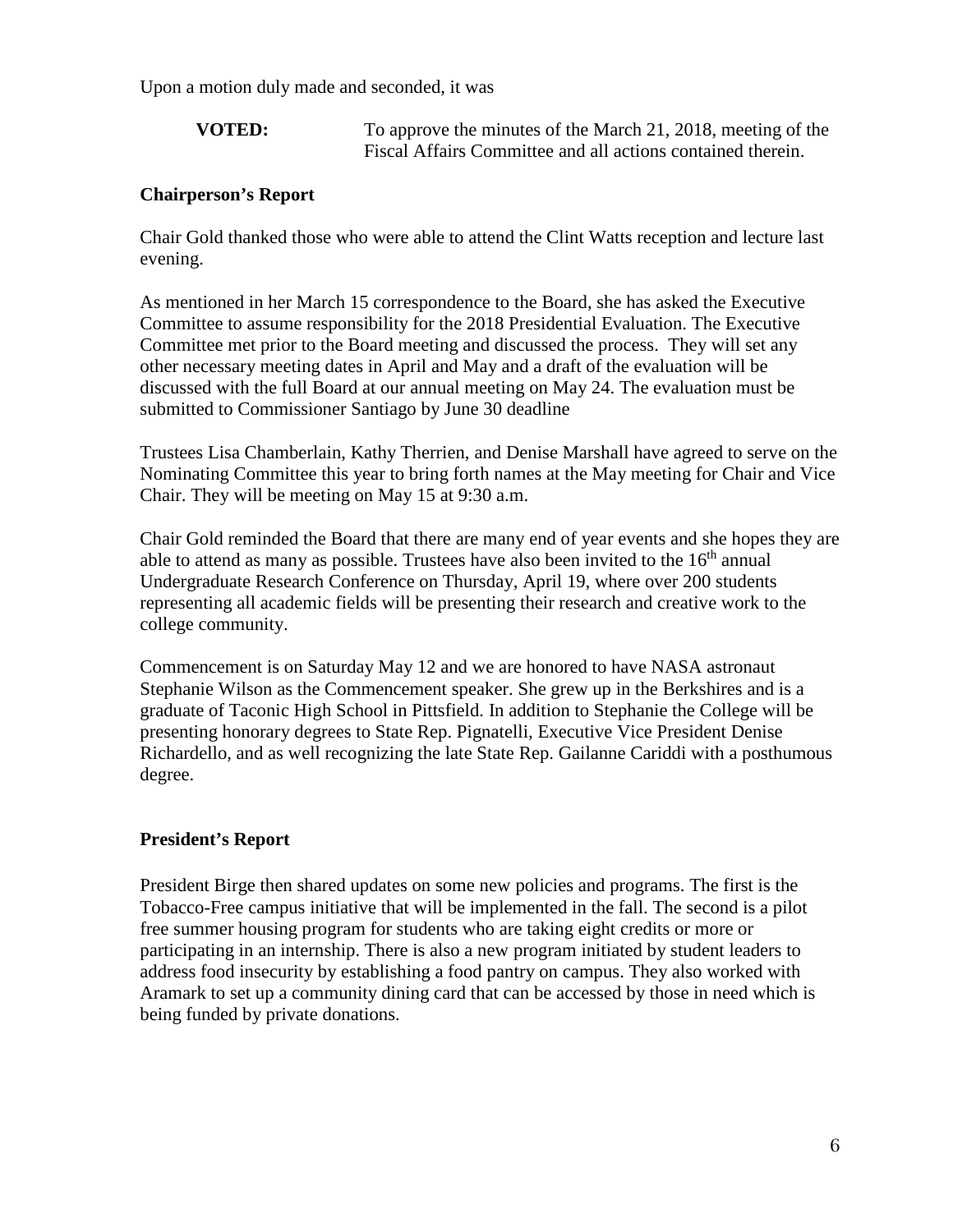Upon a motion duly made and seconded, it was

**VOTED:** To approve the minutes of the March 21, 2018, meeting of the Fiscal Affairs Committee and all actions contained therein.

### Chairperson's Report

Chair Gold thanked those who were able to attend the Clint Watts reception and lecture last evening.

As mentioned in her March 15 correspondence to the Board, she has asked the Executive Committee to assume responsibility for the 2018 Presidential Evaluation. The Executive Committee met prior to the Board meeting and discussed the process. They will set any other necessary meeting dates in April and May and a draft of the evaluation will be discussed with the full Board at our annual meeting on May 24. The evaluation must be submitted to Commissioner Santiago by June 30 deadline

Trustees Lisa Chamberlain, Kathy Therrien, and Denise Marshall have agreed to serve on the Nominating Committee this year to bring forth names at the May meeting for Chair and Vice Chair. They will be meeting on May 15 at 9:30 a.m.

Chair Gold reminded the Board that there are many end of year events and she hopes they are able to attend as many as possible. Trustees have also been invited to the 16th annual Undergraduate Research Conference on Thursday, April 19, where over 200 students representing all academic fields will be presenting their research and creative work to the college community.

Commencement is on Saturday May 12 and we are honored to have NASA astronaut Stephanie Wilson as the Commencement speaker. She grew up in the Berkshires and is a graduate of Taconic High School in Pittsfield. In addition to Stephanie the College will be presenting honorary degrees to State Rep. Pignatelli, Executive Vice President Denise Richardello, and as well recognizing the late State Rep. Gailanne Cariddi with a posthumous degree.

### President's Report

President Birge then shared updates on some new policies and programs. The first is the Tobacco-Free campus initiative that will be implemented in the fall. The second is a pilot free summer housing program for students who are taking eight credits or more or participating in an internship. There is also a new program initiated by student leaders to address food insecurity by establishing a food pantry on campus. They also worked with Aramark to set up a community dining card that can be accessed by those in need which is being funded by private donations.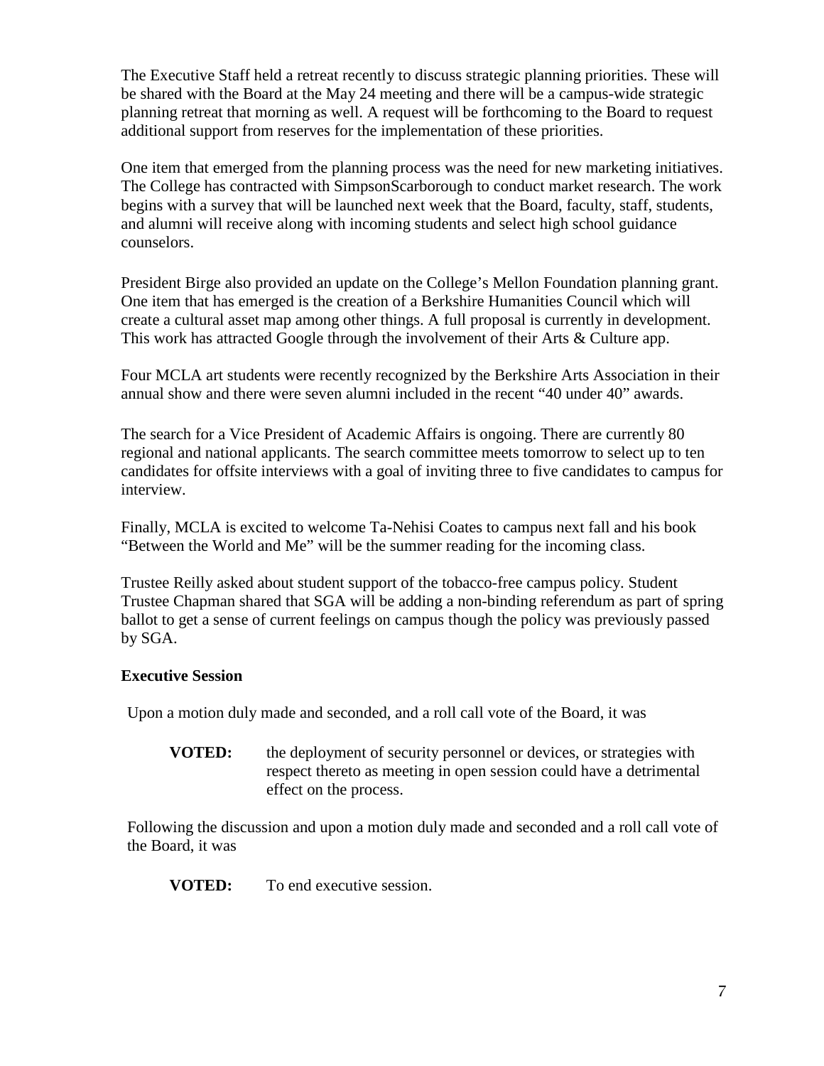The Executive Staff held a retreat recently to discuss strategic planning priorities. These will be shared with the Board at the May 24 meeting and there will be a campus-wide strategic planning retreat that morning as well. A request will be forthcoming to the Board to request additional support from reserves for the implementation of these priorities.

One item that emerged from the planning process was the need for new marketing initiatives. The College has contracted with SimpsonScarborough to conduct market research. The work begins with a survey that will be launched next week that the Board, faculty, staff, students, and alumni will receive along with incoming students and select high school guidance counselors.

President Birge also provided an update on the College's Mellon Foundation planning grant. One item that has emerged is the creation of a Berkshire Humanities Council which will create a cultural asset map among other things. A full proposal is currently in development. This work has attracted Google through the involvement of their Arts & Culture app.

Four MCLA art students were recently recognized by the Berkshire Arts Association in their annual show and there were seven alumni included in the recent "40 under 40" awards.

The search for a Vice President of Academic Affairs is ongoing. There are currently 80 regional and national applicants. The search committee meets tomorrow to select up to ten candidates for offsite interviews with a goal of inviting three to five candidates to campus for interview.

Finally, MCLA is excited to welcome Ta-Nehisi Coates to campus next fall and his book "Between the World and Me" will be the summer reading for the incoming class.

Trustee Reilly asked about student support of the tobacco-free campus policy. Student Trustee Chapman shared that SGA will be adding a non-binding referendum as part of spring ballot to get a sense of current feelings on campus though the policy was previously passed by SGA.

**Executive Session**

Upon a motion duly made and seconded, and a roll call vote of the Board, it was

> **VOTED:** the deployment of security personnel or devices, or strategies with respect thereto as meeting in open session could have a detrimental effect on the process.

Following the discussion and upon a motion duly made and seconded and a roll call vote of the Board, it was

> **VOTED:** To end executive session.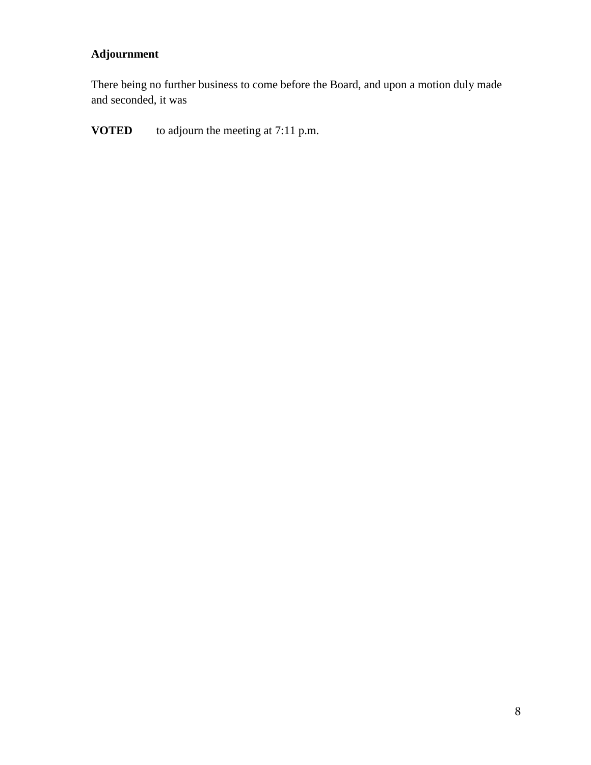**Adjournment**

There being no further business to come before the Board, and upon a motion duly made and seconded, it was

**VOTED** to adjourn the meeting at 7:11 p.m.